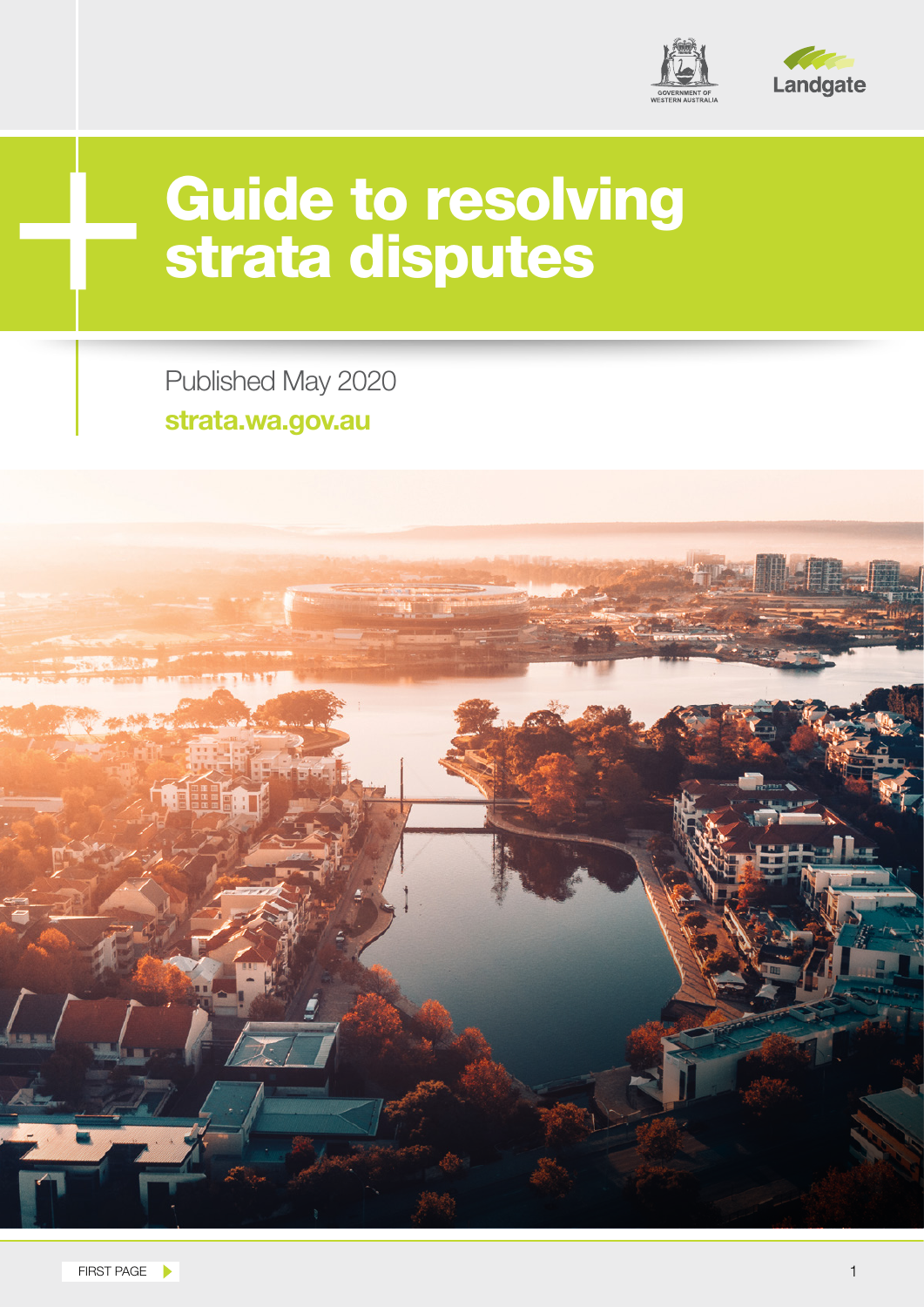GOVERNMENT OF WESTERN AUSTRALIA

Landgate

# Guide to resolving strata disputes

Published May 2020

**strata.wa.gov.au**

FIRST PAGE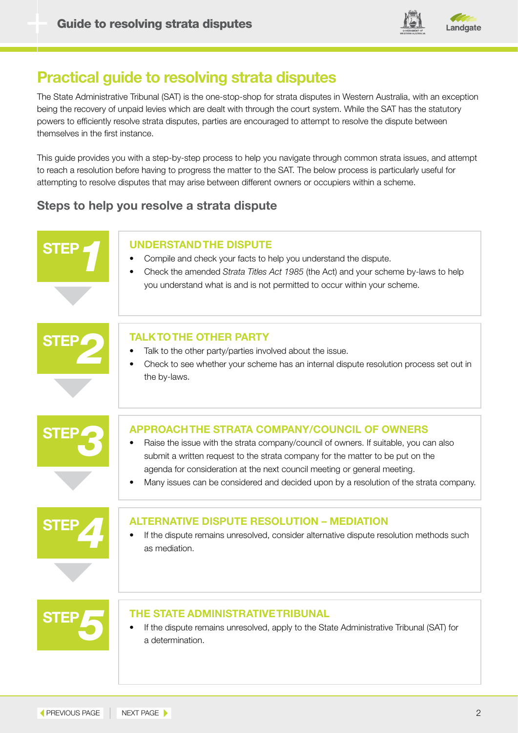# Practical guide to resolving strata disputes

The State Administrative Tribunal (SAT) is the one-stop-shop for strata disputes in Western Australia, with an exception being the recovery of unpaid levies which are dealt with through the court system. While the SAT has the statutory powers to efficiently resolve strata disputes, parties are encouraged to attempt to resolve the dispute between themselves in the first instance.

This guide provides you with a step-by-step process to help you navigate through common strata issues, and attempt to reach a resolution before having to progress the matter to the SAT. The below process is particularly useful for attempting to resolve disputes that may arise between different owners or occupiers within a scheme.

## Steps to help you resolve a strata dispute

### STEP 1 – UNDERSTAND THE DISPUTE

- Compile and check your facts to help you understand the dispute.
- Check the amended *Strata Titles Act 1985* (the Act) and your scheme by-laws to help you understand what is and is not permitted to occur within your scheme.

### STEP 2 – TALK TO THE OTHER PARTY

- Talk to the other party/parties involved about the issue.
- Check to see whether your scheme has an internal dispute resolution process set out in the by-laws.

### STEP 3 – APPROACH THE STRATA COMPANY/COUNCIL OF OWNERS

- Raise the issue with the strata company/council of owners. If suitable, you can also submit a written request to the strata company for the matter to be put on the agenda for consideration at the next council meeting or general meeting.
- Many issues can be considered and decided upon by a resolution of the strata company.

### STEP 4 – ALTERNATIVE DISPUTE RESOLUTION – MEDIATION

- If the dispute remains unresolved, consider alternative dispute resolution methods such as mediation.

### STEP 5 – THE STATE ADMINISTRATIVE TRIBUNAL

- If the dispute remains unresolved, apply to the State Administrative Tribunal (SAT) for a determination.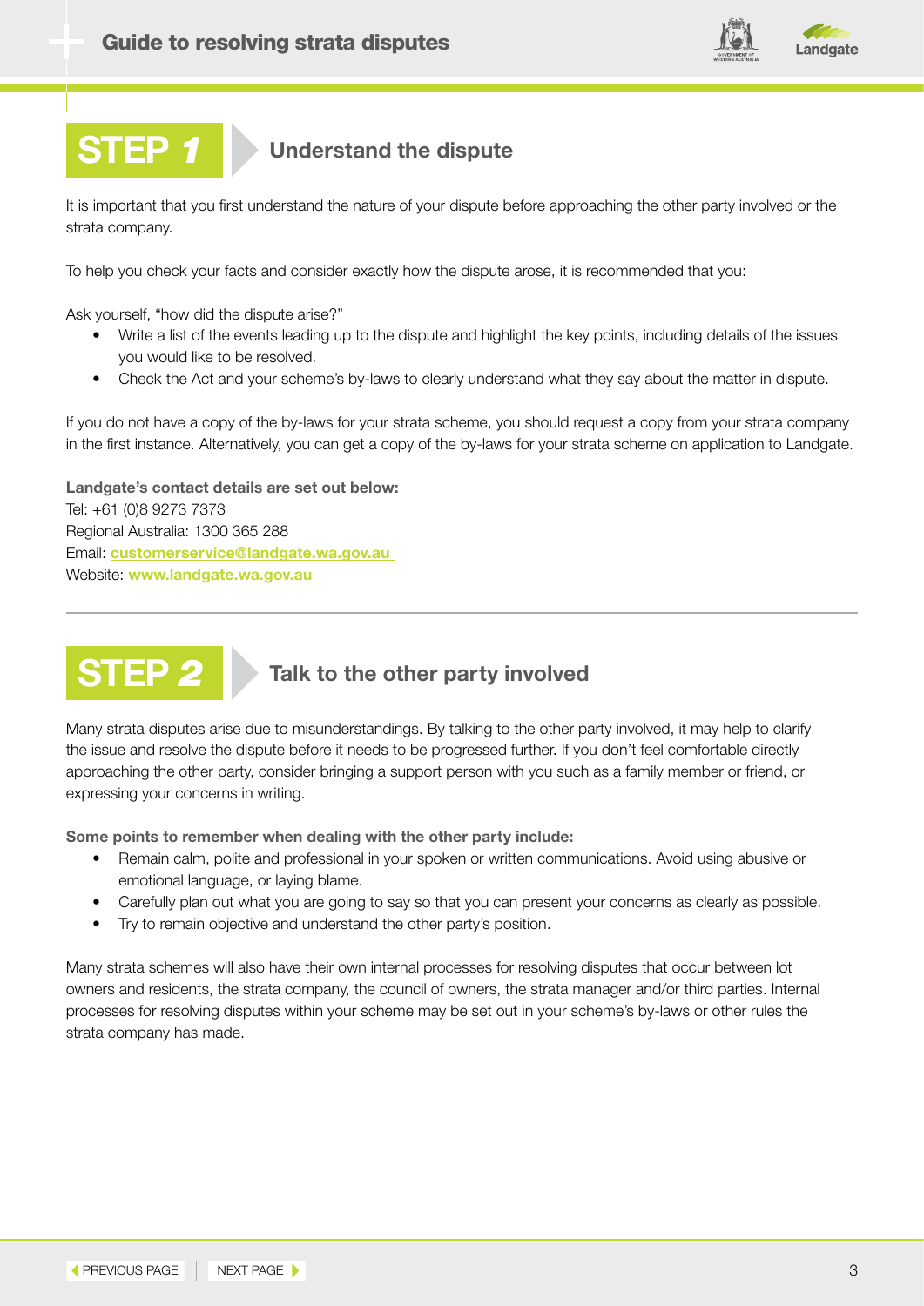## STEP 1 Understand the dispute

It is important that you first understand the nature of your dispute before approaching the other party involved or the strata company.

To help you check your facts and consider exactly how the dispute arose, it is recommended that you:

Ask yourself, "how did the dispute arise?"

- Write a list of the events leading up to the dispute and highlight the key points, including details of the issues you would like to be resolved.
- Check the Act and your scheme's by-laws to clearly understand what they say about the matter in dispute.

If you do not have a copy of the by-laws for your strata scheme, you should request a copy from your strata company in the first instance. Alternatively, you can get a copy of the by-laws for your strata scheme on application to Landgate.

**Landgate's contact details are set out below:**
Tel: +61 (0)8 9273 7373
Regional Australia: 1300 365 288
Email: **customerservice@landgate.wa.gov.au**
Website: **www.landgate.wa.gov.au**

---

## STEP 2 Talk to the other party involved

Many strata disputes arise due to misunderstandings. By talking to the other party involved, it may help to clarify the issue and resolve the dispute before it needs to be progressed further. If you don't feel comfortable directly approaching the other party, consider bringing a support person with you such as a family member or friend, or expressing your concerns in writing.

**Some points to remember when dealing with the other party include:**

- Remain calm, polite and professional in your spoken or written communications. Avoid using abusive or emotional language, or laying blame.
- Carefully plan out what you are going to say so that you can present your concerns as clearly as possible.
- Try to remain objective and understand the other party's position.

Many strata schemes will also have their own internal processes for resolving disputes that occur between lot owners and residents, the strata company, the council of owners, the strata manager and/or third parties. Internal processes for resolving disputes within your scheme may be set out in your scheme's by-laws or other rules the strata company has made.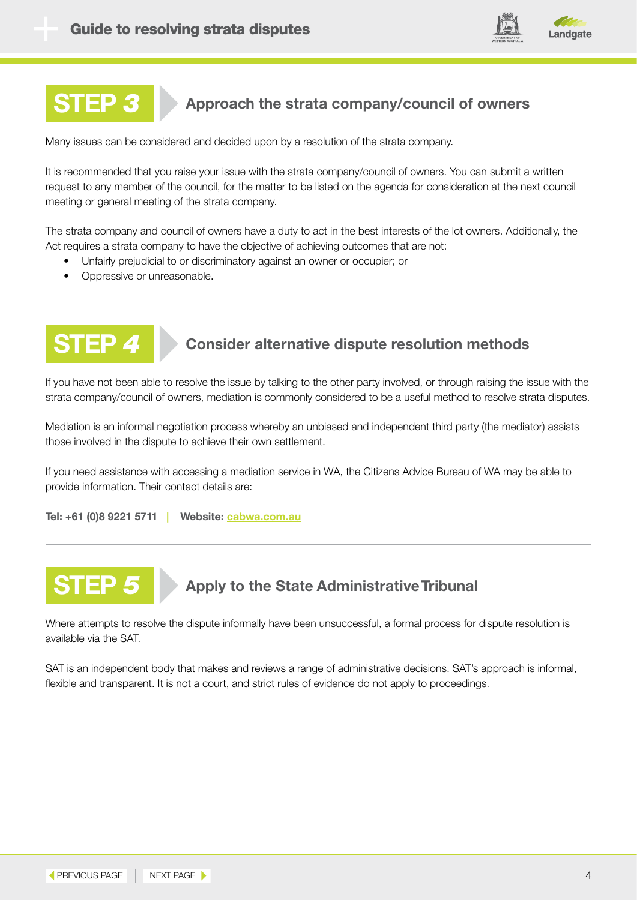## STEP 3 — Approach the strata company/council of owners

Many issues can be considered and decided upon by a resolution of the strata company.

It is recommended that you raise your issue with the strata company/council of owners. You can submit a written request to any member of the council, for the matter to be listed on the agenda for consideration at the next council meeting or general meeting of the strata company.

The strata company and council of owners have a duty to act in the best interests of the lot owners. Additionally, the Act requires a strata company to have the objective of achieving outcomes that are not:

- Unfairly prejudicial to or discriminatory against an owner or occupier; or
- Oppressive or unreasonable.

---

## STEP 4 — Consider alternative dispute resolution methods

If you have not been able to resolve the issue by talking to the other party involved, or through raising the issue with the strata company/council of owners, mediation is commonly considered to be a useful method to resolve strata disputes.

Mediation is an informal negotiation process whereby an unbiased and independent third party (the mediator) assists those involved in the dispute to achieve their own settlement.

If you need assistance with accessing a mediation service in WA, the Citizens Advice Bureau of WA may be able to provide information. Their contact details are:

**Tel: +61 (0)8 9221 5711** | **Website: cabwa.com.au**

---

## STEP 5 — Apply to the State Administrative Tribunal

Where attempts to resolve the dispute informally have been unsuccessful, a formal process for dispute resolution is available via the SAT.

SAT is an independent body that makes and reviews a range of administrative decisions. SAT's approach is informal, flexible and transparent. It is not a court, and strict rules of evidence do not apply to proceedings.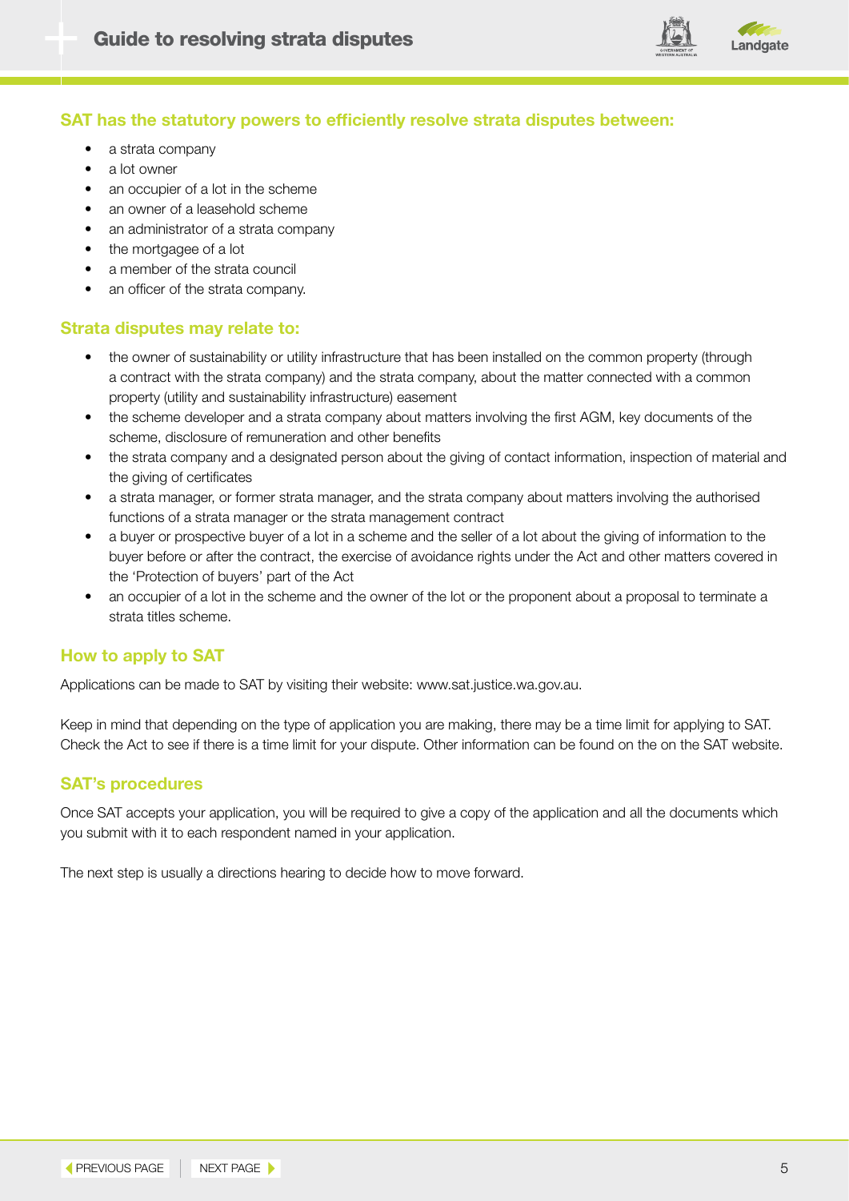## SAT has the statutory powers to efficiently resolve strata disputes between:

- a strata company
- a lot owner
- an occupier of a lot in the scheme
- an owner of a leasehold scheme
- an administrator of a strata company
- the mortgagee of a lot
- a member of the strata council
- an officer of the strata company.

## Strata disputes may relate to:

- the owner of sustainability or utility infrastructure that has been installed on the common property (through a contract with the strata company) and the strata company, about the matter connected with a common property (utility and sustainability infrastructure) easement
- the scheme developer and a strata company about matters involving the first AGM, key documents of the scheme, disclosure of remuneration and other benefits
- the strata company and a designated person about the giving of contact information, inspection of material and the giving of certificates
- a strata manager, or former strata manager, and the strata company about matters involving the authorised functions of a strata manager or the strata management contract
- a buyer or prospective buyer of a lot in a scheme and the seller of a lot about the giving of information to the buyer before or after the contract, the exercise of avoidance rights under the Act and other matters covered in the 'Protection of buyers' part of the Act
- an occupier of a lot in the scheme and the owner of the lot or the proponent about a proposal to terminate a strata titles scheme.

## How to apply to SAT

Applications can be made to SAT by visiting their website: www.sat.justice.wa.gov.au.

Keep in mind that depending on the type of application you are making, there may be a time limit for applying to SAT. Check the Act to see if there is a time limit for your dispute. Other information can be found on the on the SAT website.

## SAT's procedures

Once SAT accepts your application, you will be required to give a copy of the application and all the documents which you submit with it to each respondent named in your application.

The next step is usually a directions hearing to decide how to move forward.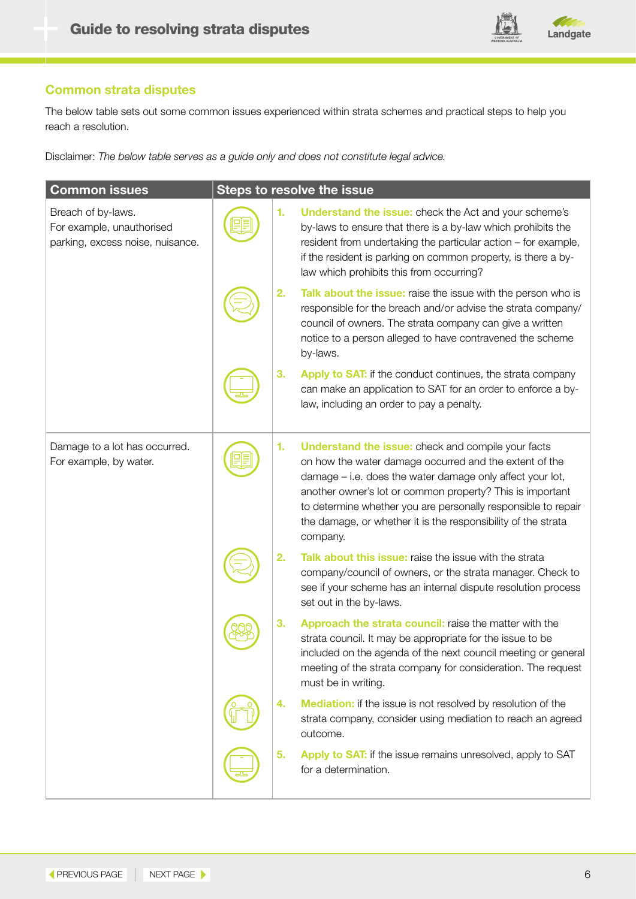## Common strata disputes

The below table sets out some common issues experienced within strata schemes and practical steps to help you reach a resolution.

Disclaimer: *The below table serves as a guide only and does not constitute legal advice.*

| Common issues | Steps to resolve the issue |
|---|---|
| Breach of by-laws. For example, unauthorised parking, excess noise, nuisance. | 1. **Understand the issue:** check the Act and your scheme's by-laws to ensure that there is a by-law which prohibits the resident from undertaking the particular action – for example, if the resident is parking on common property, is there a by-law which prohibits this from occurring?<br>2. **Talk about the issue:** raise the issue with the person who is responsible for the breach and/or advise the strata company/council of owners. The strata company can give a written notice to a person alleged to have contravened the scheme by-laws.<br>3. **Apply to SAT:** if the conduct continues, the strata company can make an application to SAT for an order to enforce a by-law, including an order to pay a penalty. |
| Damage to a lot has occurred. For example, by water. | 1. **Understand the issue:** check and compile your facts on how the water damage occurred and the extent of the damage – i.e. does the water damage only affect your lot, another owner's lot or common property? This is important to determine whether you are personally responsible to repair the damage, or whether it is the responsibility of the strata company.<br>2. **Talk about this issue:** raise the issue with the strata company/council of owners, or the strata manager. Check to see if your scheme has an internal dispute resolution process set out in the by-laws.<br>3. **Approach the strata council:** raise the matter with the strata council. It may be appropriate for the issue to be included on the agenda of the next council meeting or general meeting of the strata company for consideration. The request must be in writing.<br>4. **Mediation:** if the issue is not resolved by resolution of the strata company, consider using mediation to reach an agreed outcome.<br>5. **Apply to SAT:** if the issue remains unresolved, apply to SAT for a determination. |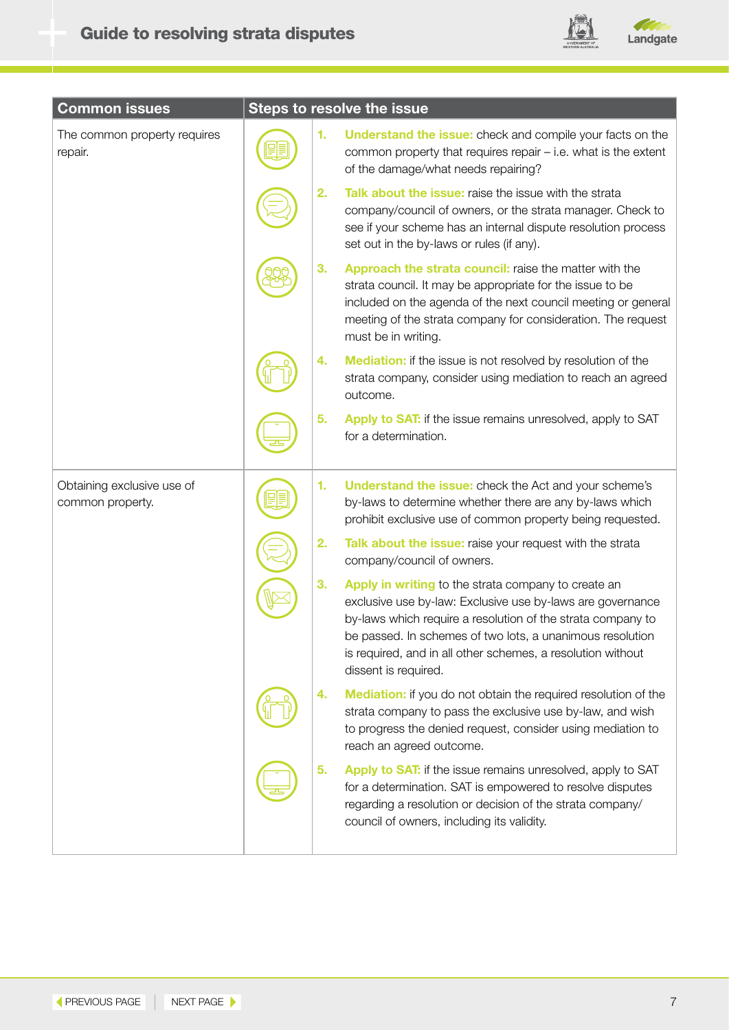| Common issues | Steps to resolve the issue |
|---|---|
| The common property requires repair. | 1. **Understand the issue:** check and compile your facts on the common property that requires repair – i.e. what is the extent of the damage/what needs repairing?<br>2. **Talk about the issue:** raise the issue with the strata company/council of owners, or the strata manager. Check to see if your scheme has an internal dispute resolution process set out in the by-laws or rules (if any).<br>3. **Approach the strata council:** raise the matter with the strata council. It may be appropriate for the issue to be included on the agenda of the next council meeting or general meeting of the strata company for consideration. The request must be in writing.<br>4. **Mediation:** if the issue is not resolved by resolution of the strata company, consider using mediation to reach an agreed outcome.<br>5. **Apply to SAT:** if the issue remains unresolved, apply to SAT for a determination. |
| Obtaining exclusive use of common property. | 1. **Understand the issue:** check the Act and your scheme's by-laws to determine whether there are any by-laws which prohibit exclusive use of common property being requested.<br>2. **Talk about the issue:** raise your request with the strata company/council of owners.<br>3. **Apply in writing** to the strata company to create an exclusive use by-law: Exclusive use by-laws are governance by-laws which require a resolution of the strata company to be passed. In schemes of two lots, a unanimous resolution is required, and in all other schemes, a resolution without dissent is required.<br>4. **Mediation:** if you do not obtain the required resolution of the strata company to pass the exclusive use by-law, and wish to progress the denied request, consider using mediation to reach an agreed outcome.<br>5. **Apply to SAT:** if the issue remains unresolved, apply to SAT for a determination. SAT is empowered to resolve disputes regarding a resolution or decision of the strata company/council of owners, including its validity. |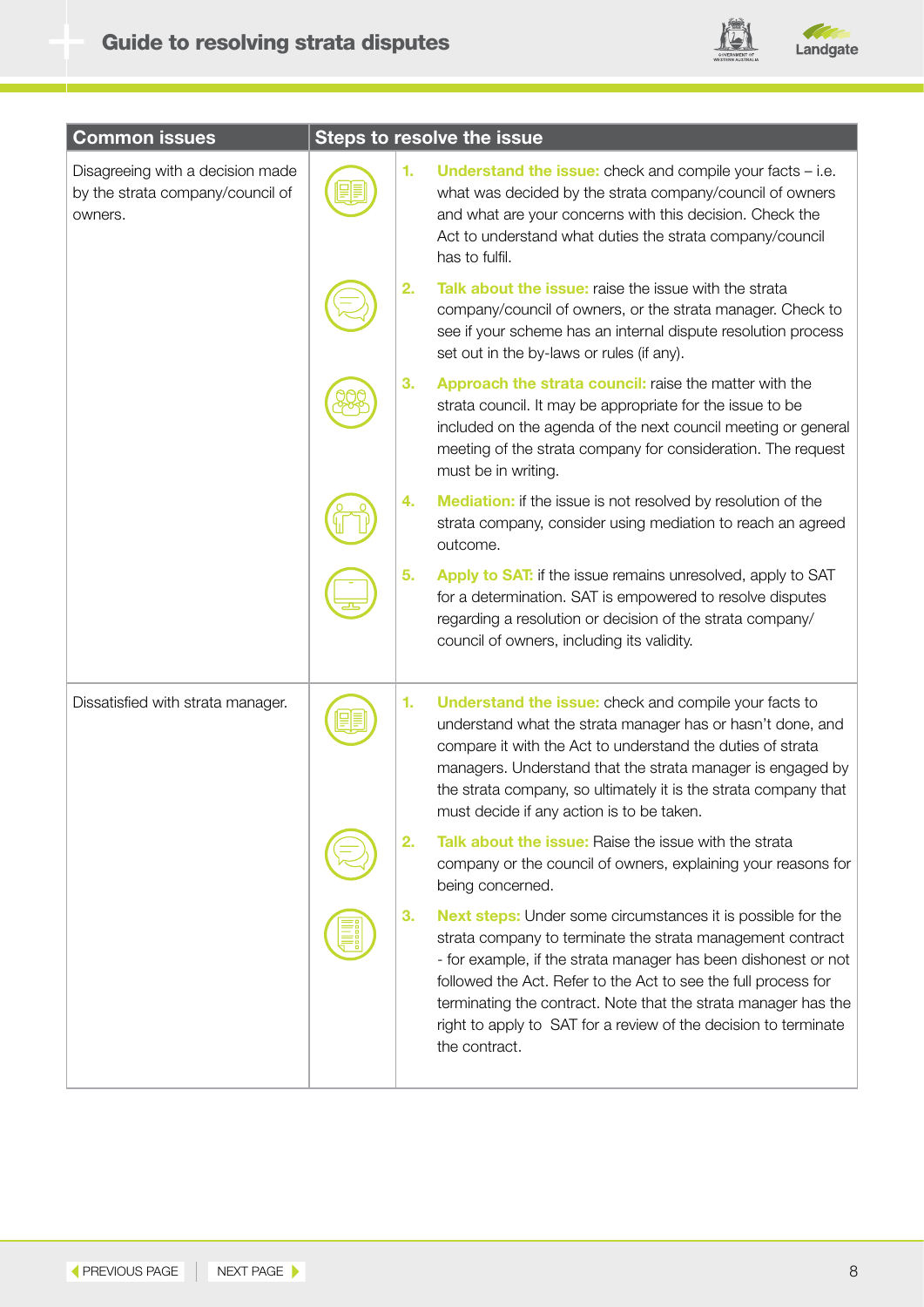| Common issues | Steps to resolve the issue |
|---|---|
| Disagreeing with a decision made by the strata company/council of owners. | 1. **Understand the issue:** check and compile your facts – i.e. what was decided by the strata company/council of owners and what are your concerns with this decision. Check the Act to understand what duties the strata company/council has to fulfil.<br><br>2. **Talk about the issue:** raise the issue with the strata company/council of owners, or the strata manager. Check to see if your scheme has an internal dispute resolution process set out in the by-laws or rules (if any).<br><br>3. **Approach the strata council:** raise the matter with the strata council. It may be appropriate for the issue to be included on the agenda of the next council meeting or general meeting of the strata company for consideration. The request must be in writing.<br><br>4. **Mediation:** if the issue is not resolved by resolution of the strata company, consider using mediation to reach an agreed outcome.<br><br>5. **Apply to SAT:** if the issue remains unresolved, apply to SAT for a determination. SAT is empowered to resolve disputes regarding a resolution or decision of the strata company/ council of owners, including its validity. |
| Dissatisfied with strata manager. | 1. **Understand the issue:** check and compile your facts to understand what the strata manager has or hasn't done, and compare it with the Act to understand the duties of strata managers. Understand that the strata manager is engaged by the strata company, so ultimately it is the strata company that must decide if any action is to be taken.<br><br>2. **Talk about the issue:** Raise the issue with the strata company or the council of owners, explaining your reasons for being concerned.<br><br>3. **Next steps:** Under some circumstances it is possible for the strata company to terminate the strata management contract - for example, if the strata manager has been dishonest or not followed the Act. Refer to the Act to see the full process for terminating the contract. Note that the strata manager has the right to apply to SAT for a review of the decision to terminate the contract. |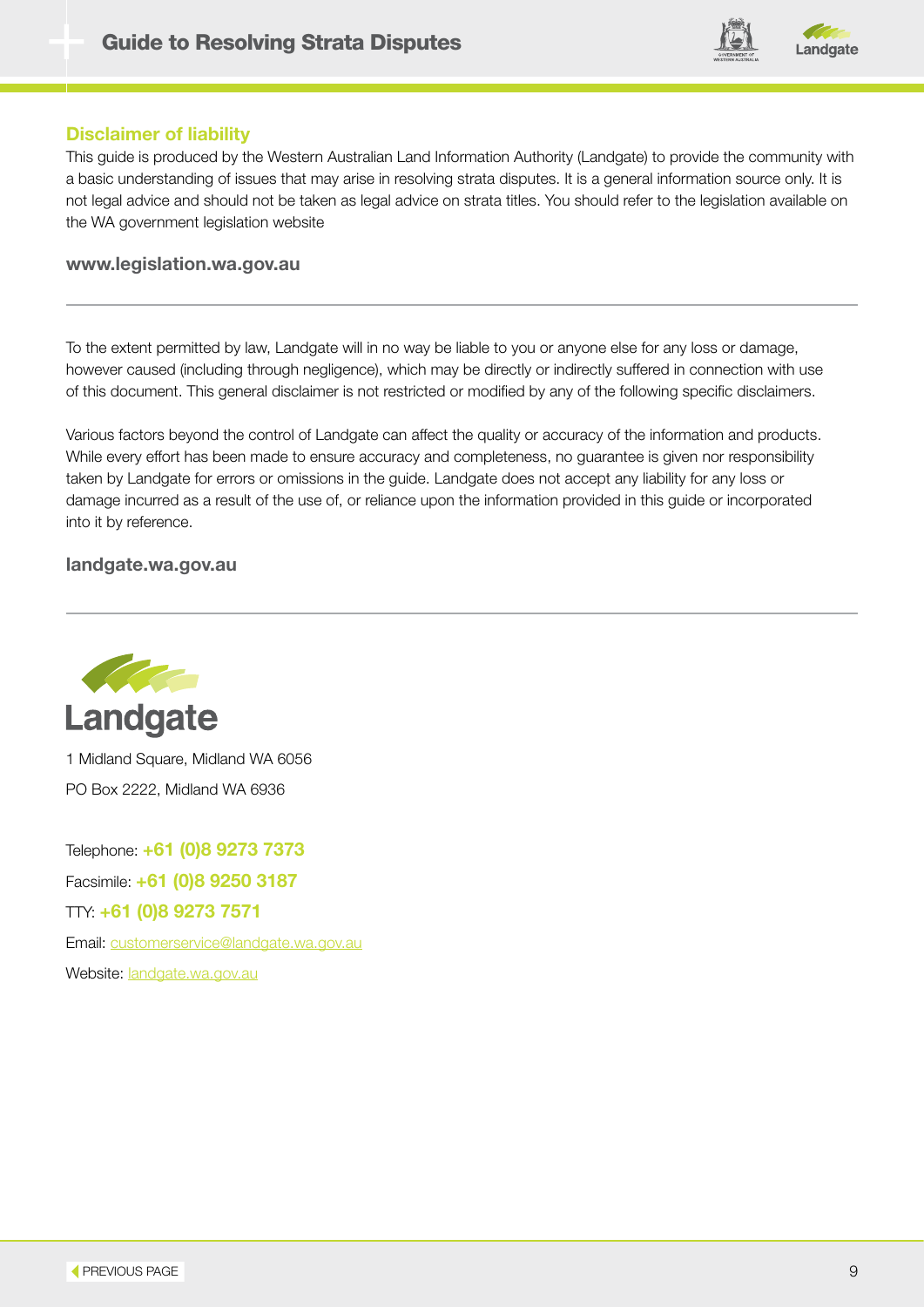## Disclaimer of liability

This guide is produced by the Western Australian Land Information Authority (Landgate) to provide the community with a basic understanding of issues that may arise in resolving strata disputes. It is a general information source only. It is not legal advice and should not be taken as legal advice on strata titles. You should refer to the legislation available on the WA government legislation website

**www.legislation.wa.gov.au**

---

To the extent permitted by law, Landgate will in no way be liable to you or anyone else for any loss or damage, however caused (including through negligence), which may be directly or indirectly suffered in connection with use of this document. This general disclaimer is not restricted or modified by any of the following specific disclaimers.

Various factors beyond the control of Landgate can affect the quality or accuracy of the information and products. While every effort has been made to ensure accuracy and completeness, no guarantee is given nor responsibility taken by Landgate for errors or omissions in the guide. Landgate does not accept any liability for any loss or damage incurred as a result of the use of, or reliance upon the information provided in this guide or incorporated into it by reference.

**landgate.wa.gov.au**

---

Landgate

1 Midland Square, Midland WA 6056

PO Box 2222, Midland WA 6936

Telephone: **+61 (0)8 9273 7373**

Facsimile: **+61 (0)8 9250 3187**

TTY: **+61 (0)8 9273 7571**

Email: customerservice@landgate.wa.gov.au

Website: landgate.wa.gov.au